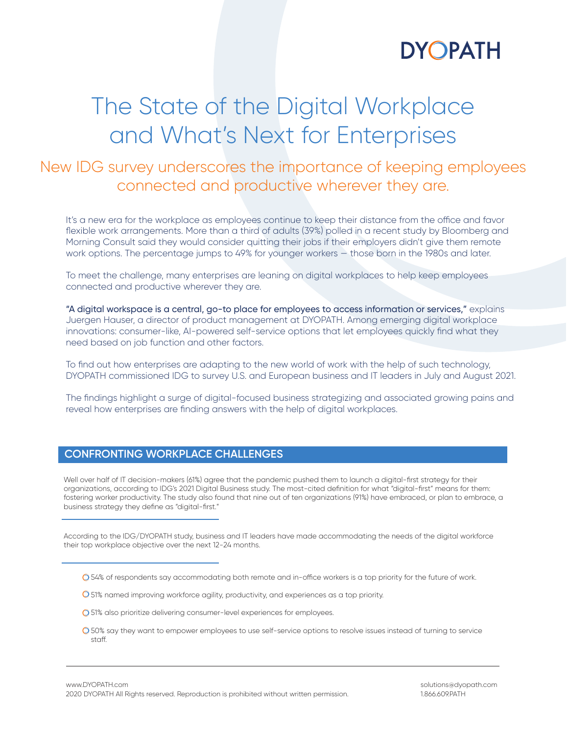DYOPATH

# The State of the Digital Workplace and What's Next for Enterprises

## New IDG survey underscores the importance of keeping employees connected and productive wherever they are.

It's a new era for the workplace as employees continue to keep their distance from the office and favor flexible work arrangements. More than a third of adults (39%) polled in a recent study by Bloomberg and Morning Consult said they would consider quitting their jobs if their employers didn't give them remote work options. The percentage jumps to 49% for younger workers – those born in the 1980s and later.

To meet the challenge, many enterprises are leaning on digital workplaces to help keep employees connected and productive wherever they are.

**"A digital workspace is a central, go-to place for employees to access information or services,"** explains Juergen Hauser, a director of product management at DYOPATH. Among emerging digital workplace innovations: consumer-like, AI-powered self-service options that let employees quickly find what they need based on job function and other factors.

To find out how enterprises are adapting to the new world of work with the help of such technology, DYOPATH commissioned IDG to survey U.S. and European business and IT leaders in July and August 2021.

The findings highlight a surge of digital-focused business strategizing and associated growing pains and reveal how enterprises are finding answers with the help of digital workplaces.

## CONFRONTING WORKPLACE CHALLENGES

Well over half of IT decision-makers (61%) agree that the pandemic pushed them to launch a digital-first strategy for their organizations, according to IDG's 2021 Digital Business study. The most-cited definition for what "digital-first" means for them: fostering worker productivity. The study also found that nine out of ten organizations (91%) have embraced, or plan to embrace, a business strategy they define as "digital-first."

According to the IDG/DYOPATH study, business and IT leaders have made accommodating the needs of the digital workforce their top workplace objective over the next 12-24 months.

- 54% of respondents say accommodating both remote and in-office workers is a top priority for the future of work.
- 51% named improving workforce agility, productivity, and experiences as a top priority.
- 51% also prioritize delivering consumer-level experiences for employees.
- 50% say they want to empower employees to use self-service options to resolve issues instead of turning to service staff.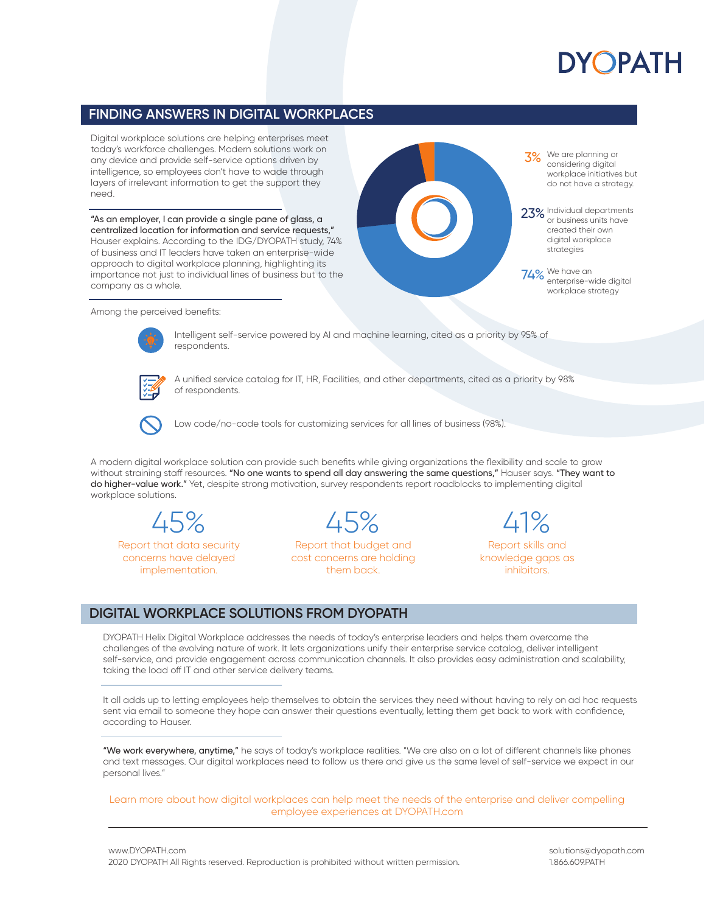DYOPATH

## FINDING ANSWERS IN DIGITAL WORKPLACES

Digital workplace solutions are helping enterprises meet today's workforce challenges. Modern solutions work on any device and provide self-service options driven by intelligence, so employees don't have to wade through layers of irrelevant information to get the support they need.

**"As an employer, I can provide a single pane of glass, a centralized location for information and service requests,"** Hauser explains. According to the IDG/DYOPATH study, 74% of business and IT leaders have taken an enterprise-wide approach to digital workplace planning, highlighting its importance not just to individual lines of business but to the company as a whole.

3% We are planning or considering digital workplace initiatives but do not have a strategy.

23% Individual departments or business units have created their own digital workplace strategies

74% We have an enterprise-wide digital workplace strategy

Among the perceived benefits:

- Intelligent self-service powered by AI and machine learning, cited as a priority by 95% of respondents.
- A unified service catalog for IT, HR, Facilities, and other departments, cited as a priority by 98% of respondents.
- Low code/no-code tools for customizing services for all lines of business (98%).

A modern digital workplace solution can provide such benefits while giving organizations the flexibility and scale to grow without straining staff resources. **"No one wants to spend all day answering the same questions,"** Hauser says. **"They want to do higher-value work."** Yet, despite strong motivation, survey respondents report roadblocks to implementing digital workplace solutions.

45%
Report that data security concerns have delayed implementation.

45%
Report that budget and cost concerns are holding them back.

41%
Report skills and knowledge gaps as inhibitors.

## DIGITAL WORKPLACE SOLUTIONS FROM DYOPATH

DYOPATH Helix Digital Workplace addresses the needs of today's enterprise leaders and helps them overcome the challenges of the evolving nature of work. It lets organizations unify their enterprise service catalog, deliver intelligent self-service, and provide engagement across communication channels. It also provides easy administration and scalability, taking the load off IT and other service delivery teams.

It all adds up to letting employees help themselves to obtain the services they need without having to rely on ad hoc requests sent via email to someone they hope can answer their questions eventually, letting them get back to work with confidence, according to Hauser.

**"We work everywhere, anytime,"** he says of today's workplace realities. "We are also on a lot of different channels like phones and text messages. Our digital workplaces need to follow us there and give us the same level of self-service we expect in our personal lives."

Learn more about how digital workplaces can help meet the needs of the enterprise and deliver compelling employee experiences at DYOPATH.com

www.DYOPATH.com
2020 DYOPATH All Rights reserved. Reproduction is prohibited without written permission.

solutions@dyopath.com
1.866.609.PATH